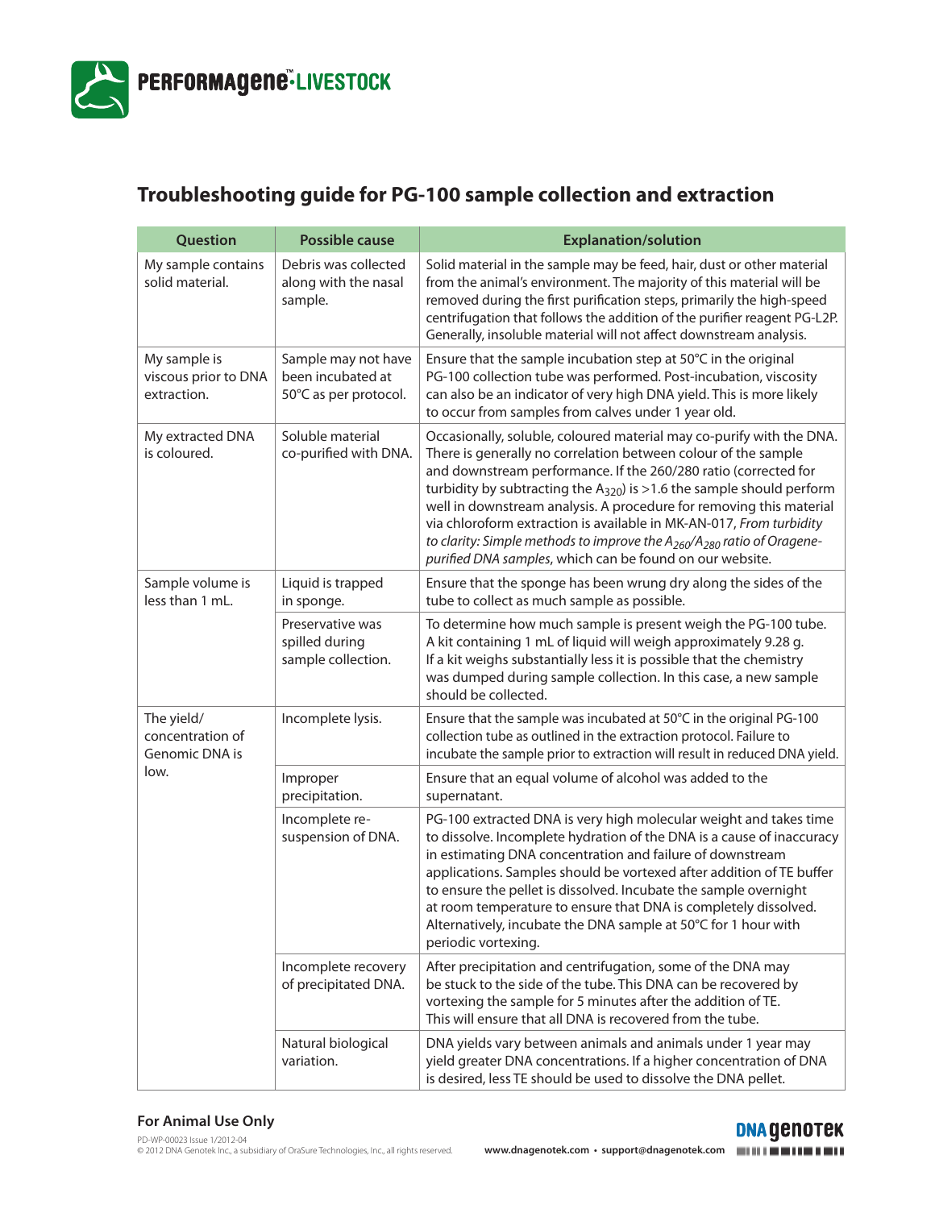# Troubleshooting guide for PG-100 sample collection and extraction

| Question | Possible cause | Explanation/solution |
| --- | --- | --- |
| My sample contains solid material. | Debris was collected along with the nasal sample. | Solid material in the sample may be feed, hair, dust or other material from the animal's environment. The majority of this material will be removed during the first purification steps, primarily the high-speed centrifugation that follows the addition of the purifier reagent PG-L2P. Generally, insoluble material will not affect downstream analysis. |
| My sample is viscous prior to DNA extraction. | Sample may not have been incubated at 50°C as per protocol. | Ensure that the sample incubation step at 50°C in the original PG-100 collection tube was performed. Post-incubation, viscosity can also be an indicator of very high DNA yield. This is more likely to occur from samples from calves under 1 year old. |
| My extracted DNA is coloured. | Soluble material co-purified with DNA. | Occasionally, soluble, coloured material may co-purify with the DNA. There is generally no correlation between colour of the sample and downstream performance. If the 260/280 ratio (corrected for turbidity by subtracting the $A_{320}$) is >1.6 the sample should perform well in downstream analysis. A procedure for removing this material via chloroform extraction is available in MK-AN-017, *From turbidity to clarity: Simple methods to improve the $A_{260}/A_{280}$ ratio of Oragene-purified DNA samples*, which can be found on our website. |
| Sample volume is less than 1 mL. | Liquid is trapped in sponge. | Ensure that the sponge has been wrung dry along the sides of the tube to collect as much sample as possible. |
| | Preservative was spilled during sample collection. | To determine how much sample is present weigh the PG-100 tube. A kit containing 1 mL of liquid will weigh approximately 9.28 g. If a kit weighs substantially less it is possible that the chemistry was dumped during sample collection. In this case, a new sample should be collected. |
| The yield/concentration of Genomic DNA is low. | Incomplete lysis. | Ensure that the sample was incubated at 50°C in the original PG-100 collection tube as outlined in the extraction protocol. Failure to incubate the sample prior to extraction will result in reduced DNA yield. |
| | Improper precipitation. | Ensure that an equal volume of alcohol was added to the supernatant. |
| | Incomplete re-suspension of DNA. | PG-100 extracted DNA is very high molecular weight and takes time to dissolve. Incomplete hydration of the DNA is a cause of inaccuracy in estimating DNA concentration and failure of downstream applications. Samples should be vortexed after addition of TE buffer to ensure the pellet is dissolved. Incubate the sample overnight at room temperature to ensure that DNA is completely dissolved. Alternatively, incubate the DNA sample at 50°C for 1 hour with periodic vortexing. |
| | Incomplete recovery of precipitated DNA. | After precipitation and centrifugation, some of the DNA may be stuck to the side of the tube. This DNA can be recovered by vortexing the sample for 5 minutes after the addition of TE. This will ensure that all DNA is recovered from the tube. |
| | Natural biological variation. | DNA yields vary between animals and animals under 1 year may yield greater DNA concentrations. If a higher concentration of DNA is desired, less TE should be used to dissolve the DNA pellet. |

**For Animal Use Only**

PD-WP-00023 Issue 1/2012-04
© 2012 DNA Genotek Inc., a subsidiary of OraSure Technologies, Inc., all rights reserved.

www.dnagenotek.com • support@dnagenotek.com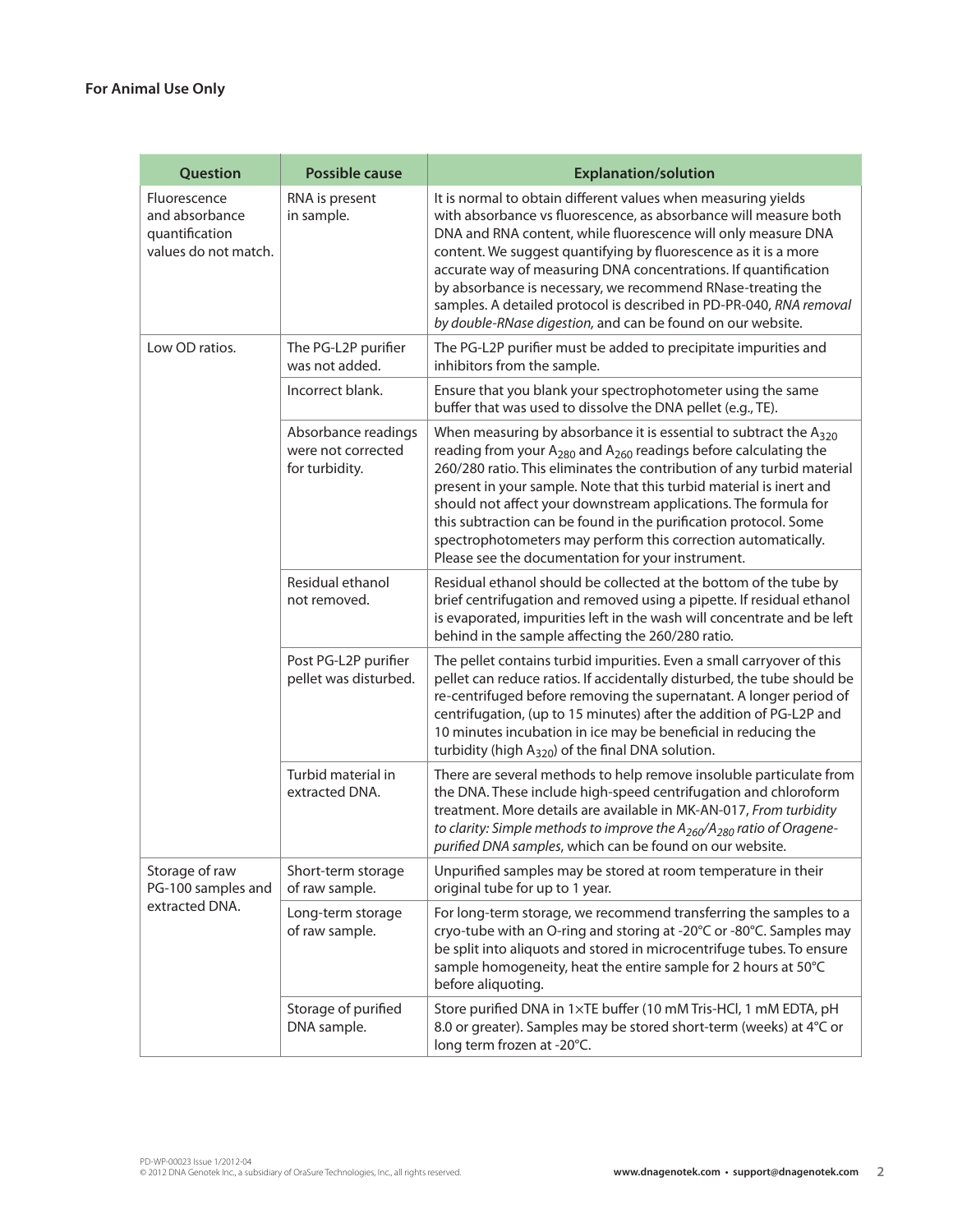**For Animal Use Only**

| Question | Possible cause | Explanation/solution |
|---|---|---|
| Fluorescence and absorbance quantification values do not match. | RNA is present in sample. | It is normal to obtain different values when measuring yields with absorbance vs fluorescence, as absorbance will measure both DNA and RNA content, while fluorescence will only measure DNA content. We suggest quantifying by fluorescence as it is a more accurate way of measuring DNA concentrations. If quantification by absorbance is necessary, we recommend RNase-treating the samples. A detailed protocol is described in PD-PR-040, *RNA removal by double-RNase digestion,* and can be found on our website. |
| Low OD ratios. | The PG-L2P purifier was not added. | The PG-L2P purifier must be added to precipitate impurities and inhibitors from the sample. |
| | Incorrect blank. | Ensure that you blank your spectrophotometer using the same buffer that was used to dissolve the DNA pellet (e.g., TE). |
| | Absorbance readings were not corrected for turbidity. | When measuring by absorbance it is essential to subtract the $A_{320}$ reading from your $A_{280}$ and $A_{260}$ readings before calculating the 260/280 ratio. This eliminates the contribution of any turbid material present in your sample. Note that this turbid material is inert and should not affect your downstream applications. The formula for this subtraction can be found in the purification protocol. Some spectrophotometers may perform this correction automatically. Please see the documentation for your instrument. |
| | Residual ethanol not removed. | Residual ethanol should be collected at the bottom of the tube by brief centrifugation and removed using a pipette. If residual ethanol is evaporated, impurities left in the wash will concentrate and be left behind in the sample affecting the 260/280 ratio. |
| | Post PG-L2P purifier pellet was disturbed. | The pellet contains turbid impurities. Even a small carryover of this pellet can reduce ratios. If accidentally disturbed, the tube should be re-centrifuged before removing the supernatant. A longer period of centrifugation, (up to 15 minutes) after the addition of PG-L2P and 10 minutes incubation in ice may be beneficial in reducing the turbidity (high $A_{320}$) of the final DNA solution. |
| | Turbid material in extracted DNA. | There are several methods to help remove insoluble particulate from the DNA. These include high-speed centrifugation and chloroform treatment. More details are available in MK-AN-017, *From turbidity to clarity: Simple methods to improve the $A_{260}/A_{280}$ ratio of Oragene-purified DNA samples*, which can be found on our website. |
| Storage of raw PG-100 samples and extracted DNA. | Short-term storage of raw sample. | Unpurified samples may be stored at room temperature in their original tube for up to 1 year. |
| | Long-term storage of raw sample. | For long-term storage, we recommend transferring the samples to a cryo-tube with an O-ring and storing at -20°C or -80°C. Samples may be split into aliquots and stored in microcentrifuge tubes. To ensure sample homogeneity, heat the entire sample for 2 hours at 50°C before aliquoting. |
| | Storage of purified DNA sample. | Store purified DNA in 1×TE buffer (10 mM Tris-HCl, 1 mM EDTA, pH 8.0 or greater). Samples may be stored short-term (weeks) at 4°C or long term frozen at -20°C. |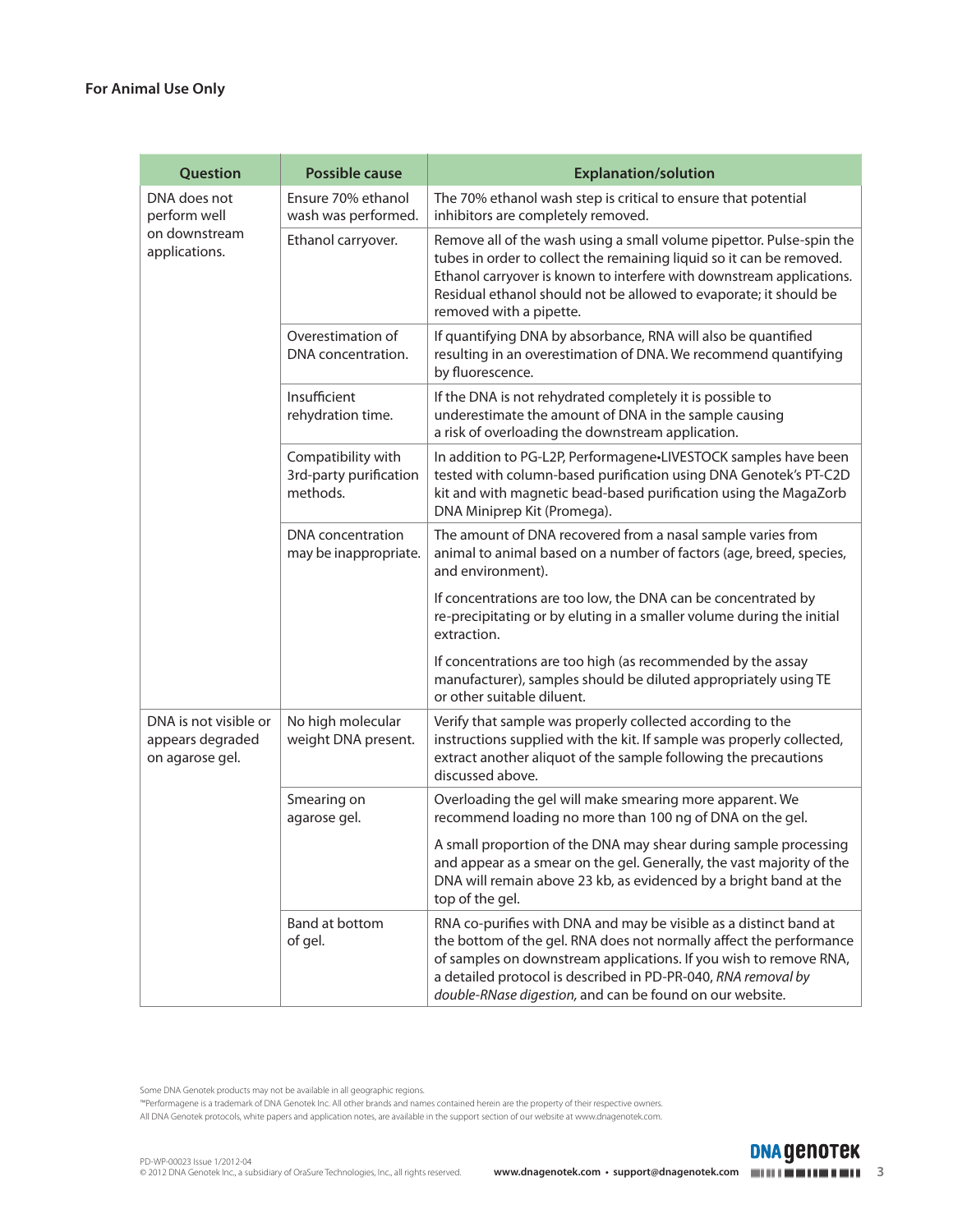**For Animal Use Only**

| Question | Possible cause | Explanation/solution |
|---|---|---|
| DNA does not perform well on downstream applications. | Ensure 70% ethanol wash was performed. | The 70% ethanol wash step is critical to ensure that potential inhibitors are completely removed. |
| | Ethanol carryover. | Remove all of the wash using a small volume pipettor. Pulse-spin the tubes in order to collect the remaining liquid so it can be removed. Ethanol carryover is known to interfere with downstream applications. Residual ethanol should not be allowed to evaporate; it should be removed with a pipette. |
| | Overestimation of DNA concentration. | If quantifying DNA by absorbance, RNA will also be quantified resulting in an overestimation of DNA. We recommend quantifying by fluorescence. |
| | Insufficient rehydration time. | If the DNA is not rehydrated completely it is possible to underestimate the amount of DNA in the sample causing a risk of overloading the downstream application. |
| | Compatibility with 3rd-party purification methods. | In addition to PG-L2P, Performagene•LIVESTOCK samples have been tested with column-based purification using DNA Genotek's PT-C2D kit and with magnetic bead-based purification using the MagaZorb DNA Miniprep Kit (Promega). |
| | DNA concentration may be inappropriate. | The amount of DNA recovered from a nasal sample varies from animal to animal based on a number of factors (age, breed, species, and environment).<br><br>If concentrations are too low, the DNA can be concentrated by re-precipitating or by eluting in a smaller volume during the initial extraction.<br><br>If concentrations are too high (as recommended by the assay manufacturer), samples should be diluted appropriately using TE or other suitable diluent. |
| DNA is not visible or appears degraded on agarose gel. | No high molecular weight DNA present. | Verify that sample was properly collected according to the instructions supplied with the kit. If sample was properly collected, extract another aliquot of the sample following the precautions discussed above. |
| | Smearing on agarose gel. | Overloading the gel will make smearing more apparent. We recommend loading no more than 100 ng of DNA on the gel.<br><br>A small proportion of the DNA may shear during sample processing and appear as a smear on the gel. Generally, the vast majority of the DNA will remain above 23 kb, as evidenced by a bright band at the top of the gel. |
| | Band at bottom of gel. | RNA co-purifies with DNA and may be visible as a distinct band at the bottom of the gel. RNA does not normally affect the performance of samples on downstream applications. If you wish to remove RNA, a detailed protocol is described in PD-PR-040, *RNA removal by double-RNase digestion*, and can be found on our website. |

Some DNA Genotek products may not be available in all geographic regions.
™Performagene is a trademark of DNA Genotek Inc. All other brands and names contained herein are the property of their respective owners.
All DNA Genotek protocols, white papers and application notes, are available in the support section of our website at www.dnagenotek.com.

PD-WP-00023 Issue 1/2012-04
© 2012 DNA Genotek Inc., a subsidiary of OraSure Technologies, Inc., all rights reserved.

www.dnagenotek.com • support@dnagenotek.com